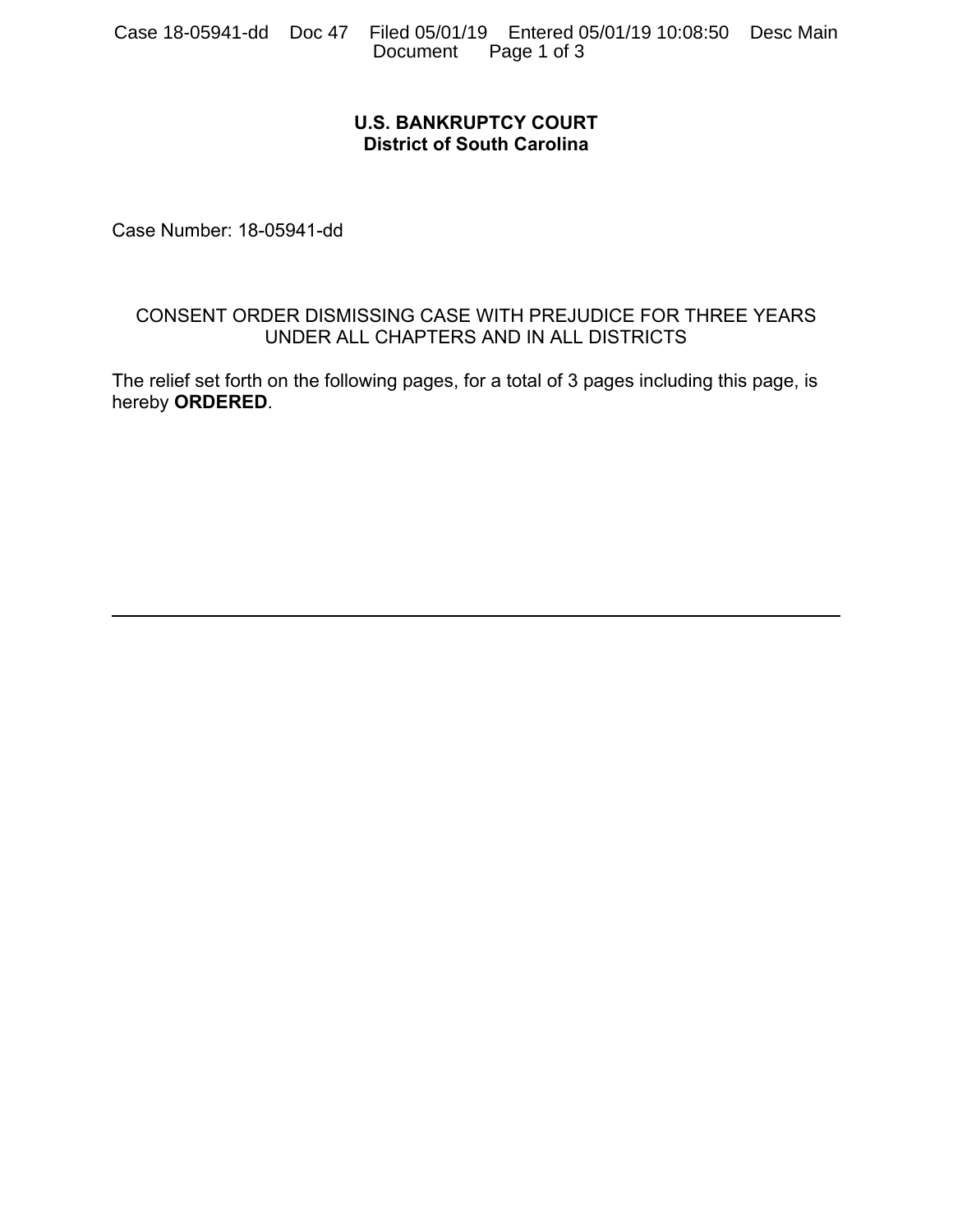**U.S. BANKRUPTCY COURT**
**District of South Carolina**

Case Number: 18-05941-dd

CONSENT ORDER DISMISSING CASE WITH PREJUDICE FOR THREE YEARS UNDER ALL CHAPTERS AND IN ALL DISTRICTS

The relief set forth on the following pages, for a total of 3 pages including this page, is hereby **ORDERED**.

---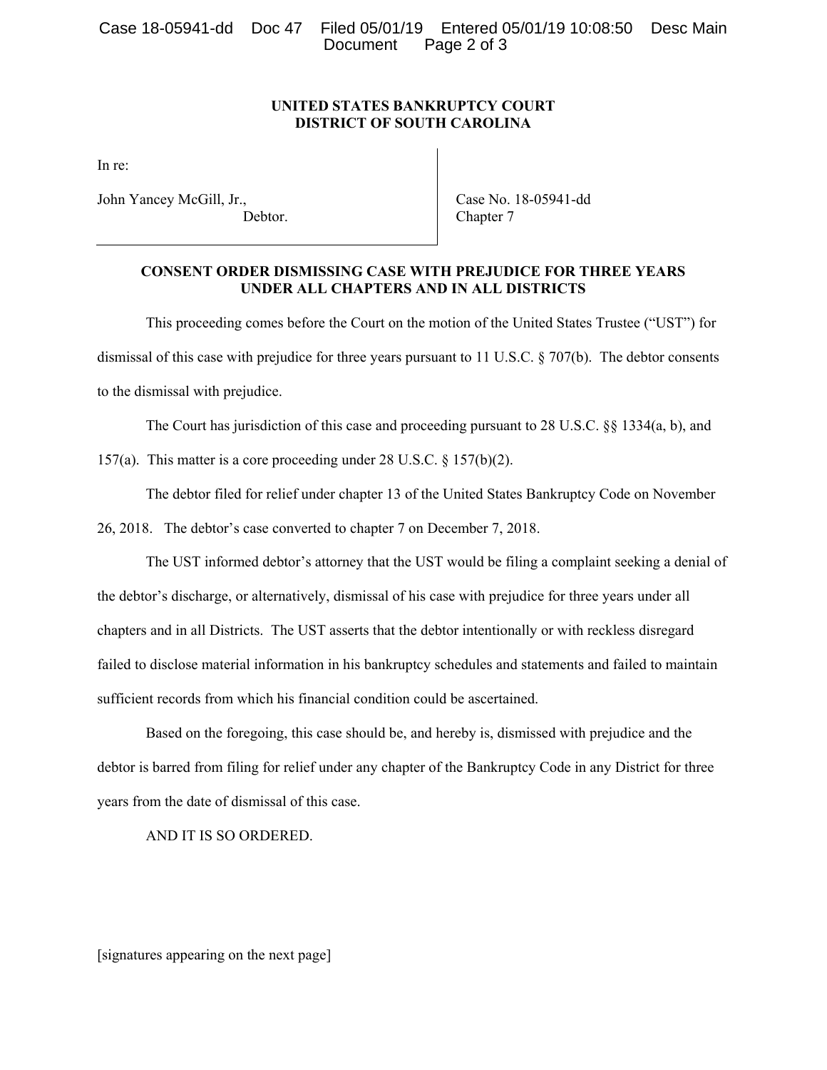**UNITED STATES BANKRUPTCY COURT**
**DISTRICT OF SOUTH CAROLINA**

| In re: John Yancey McGill, Jr., Debtor. | Case No. 18-05941-dd Chapter 7 |
| --- | --- |

**CONSENT ORDER DISMISSING CASE WITH PREJUDICE FOR THREE YEARS UNDER ALL CHAPTERS AND IN ALL DISTRICTS**

This proceeding comes before the Court on the motion of the United States Trustee ("UST") for dismissal of this case with prejudice for three years pursuant to 11 U.S.C. § 707(b). The debtor consents to the dismissal with prejudice.

The Court has jurisdiction of this case and proceeding pursuant to 28 U.S.C. §§ 1334(a, b), and 157(a). This matter is a core proceeding under 28 U.S.C. § 157(b)(2).

The debtor filed for relief under chapter 13 of the United States Bankruptcy Code on November 26, 2018. The debtor's case converted to chapter 7 on December 7, 2018.

The UST informed debtor's attorney that the UST would be filing a complaint seeking a denial of the debtor's discharge, or alternatively, dismissal of his case with prejudice for three years under all chapters and in all Districts. The UST asserts that the debtor intentionally or with reckless disregard failed to disclose material information in his bankruptcy schedules and statements and failed to maintain sufficient records from which his financial condition could be ascertained.

Based on the foregoing, this case should be, and hereby is, dismissed with prejudice and the debtor is barred from filing for relief under any chapter of the Bankruptcy Code in any District for three years from the date of dismissal of this case.

AND IT IS SO ORDERED.

[signatures appearing on the next page]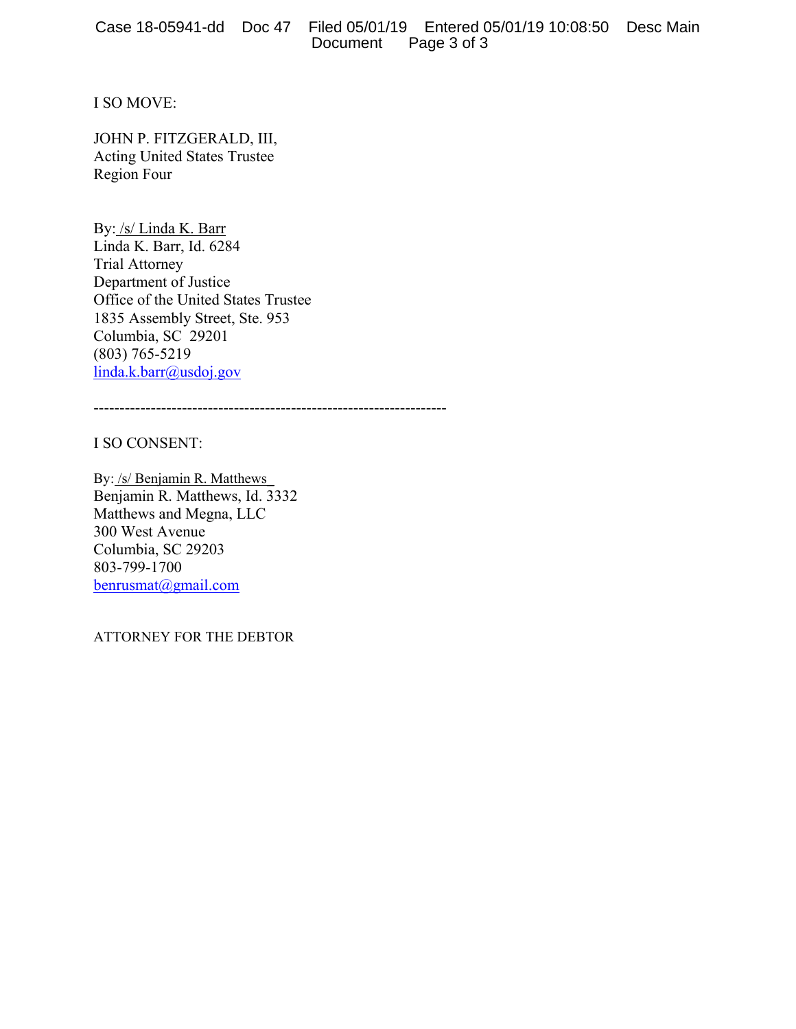I SO MOVE:

JOHN P. FITZGERALD, III,
Acting United States Trustee
Region Four

By: /s/ Linda K. Barr
Linda K. Barr, Id. 6284
Trial Attorney
Department of Justice
Office of the United States Trustee
1835 Assembly Street, Ste. 953
Columbia, SC 29201
(803) 765-5219
linda.k.barr@usdoj.gov

-------------------------------------------------------------------

I SO CONSENT:

By: /s/ Benjamin R. Matthews
Benjamin R. Matthews, Id. 3332
Matthews and Megna, LLC
300 West Avenue
Columbia, SC 29203
803-799-1700
benrusmat@gmail.com

ATTORNEY FOR THE DEBTOR